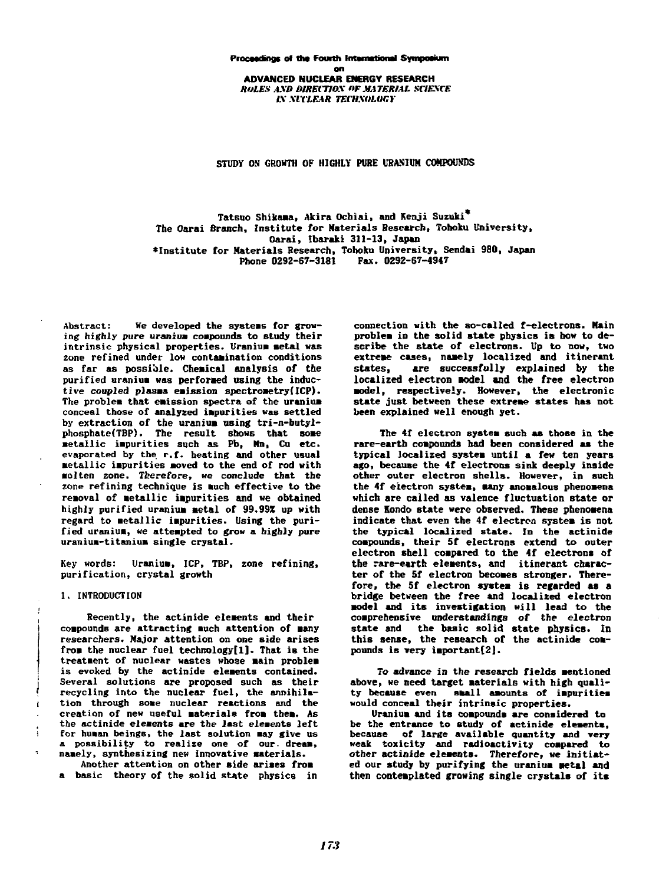Proceedings of the Fourth International Symposium on ADVANCED NUCLEAR ENERGY RESEARCH
*ROLES AND DIRECTION OF MATERIAL SCIENCE IN NUCLEAR TECHNOLOGY*

# STUDY ON GROWTH OF HIGHLY PURE URANIUM COMPOUNDS

Tatsuo Shikama, Akira Ochiai, and Kenji Suzuki*
The Oarai Branch, Institute for Materials Research, Tohoku University, Oarai, Ibaraki 311-13, Japan
*Institute for Materials Research, Tohoku University, Sendai 980, Japan
Phone 0292-67-3181 Fax. 0292-67-4947

Abstract: We developed the systems for growing highly pure uranium compounds to study their intrinsic physical properties. Uranium metal was zone refined under low contamination conditions as far as possible. Chemical analysis of the purified uranium was performed using the inductive coupled plasma emission spectrometry(ICP). The problem that emission spectra of the uranium conceal those of analyzed impurities was settled by extraction of the uranium using tri-n-butylphosphate(TBP). The result shows that some metallic impurities such as Pb, Mn, Cu etc. evaporated by the r.f. heating and other usual metallic impurities moved to the end of rod with molten zone. Therefore, we conclude that the zone refining technique is much effective to the removal of metallic impurities and we obtained highly purified uranium metal of 99.99% up with regard to metallic impurities. Using the purified uranium, we attempted to grow a highly pure uranium-titanium single crystal.

Key words: Uranium, ICP, TBP, zone refining, purification, crystal growth

## 1. INTRODUCTION

Recently, the actinide elements and their compounds are attracting much attention of many researchers. Major attention on one side arises from the nuclear fuel technology[1]. That is the treatment of nuclear wastes whose main problem is evoked by the actinide elements contained. Several solutions are proposed such as their recycling into the nuclear fuel, the annihilation through some nuclear reactions and the creation of new useful materials from them. As the actinide elements are the last elements left for human beings, the last solution may give us a possibility to realize one of our dream, namely, synthesizing new innovative materials.

Another attention on other side arises from a basic theory of the solid state physics in connection with the so-called f-electrons. Main problem in the solid state physics is how to describe the state of electrons. Up to now, two extreme cases, namely localized and itinerant states, are successfully explained by the localized electron model and the free electron model, respectively. However, the electronic state just between these extreme states has not been explained well enough yet.

The 4f electron system such as those in the rare-earth compounds had been considered as the typical localized system until a few ten years ago, because the 4f electrons sink deeply inside other outer electron shells. However, in such the 4f electron system, many anomalous phenomena which are called as valence fluctuation state or dense Kondo state were observed. These phenomena indicate that even the 4f electron system is not the typical localized state. In the actinide compounds, their 5f electrons extend to outer electron shell compared to the 4f electrons of the rare-earth elements, and itinerant character of the 5f electron becomes stronger. Therefore, the 5f electron system is regarded as a bridge between the free and localized electron model and its investigation will lead to the comprehensive understandings of the electron state and the basic solid state physics. In this sense, the research of the actinide compounds is very important[2].

To advance in the research fields mentioned above, we need target materials with high quality because even small amounts of impurities would conceal their intrinsic properties.

Uranium and its compounds are considered to be the entrance to study of actinide elements, because of large available quantity and very weak toxicity and radioactivity compared to other actinide elements. Therefore, we initiated our study by purifying the uranium metal and then contemplated growing single crystals of its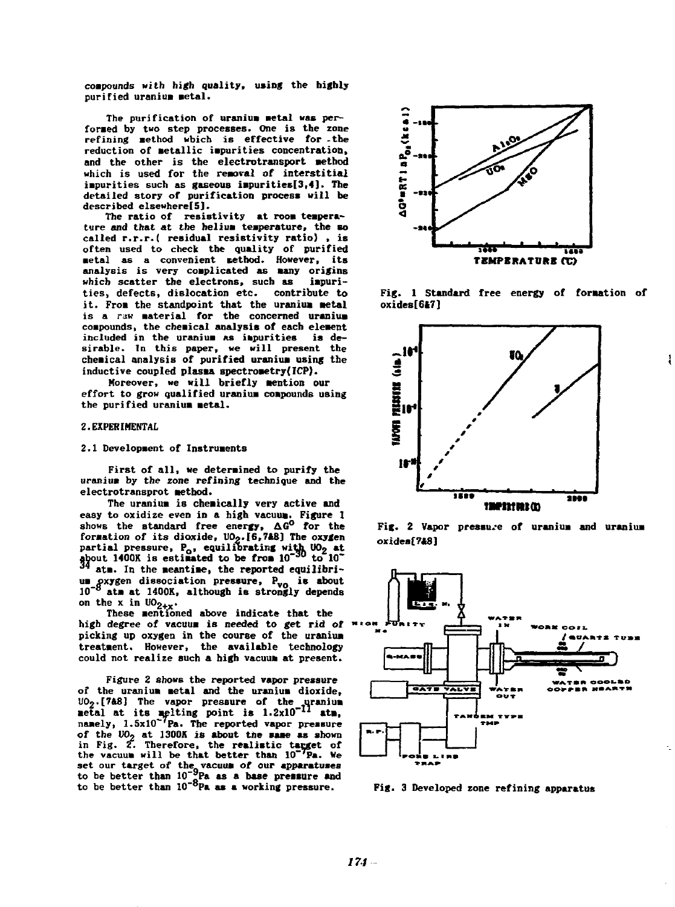compounds with high quality, using the highly purified uranium metal.

The purification of uranium metal was performed by two step processes. One is the zone refining method which is effective for the reduction of metallic impurities concentration, and the other is the electrotransport method which is used for the removal of interstitial impurities such as gaseous impurities[3,4]. The detailed story of purification process will be described elsewhere[5].

The ratio of resistivity at room temperature and that at the helium temperature, the so called r.r.r.( residual resistivity ratio) , is often used to check the quality of purified metal as a convenient method. However, its analysis is very complicated as many origins which scatter the electrons, such as impurities, defects, dislocation etc. contribute to it. From the standpoint that the uranium metal is a raw material for the concerned uranium compounds, the chemical analysis of each element included in the uranium as impurities is desirable. In this paper, we will present the chemical analysis of purified uranium using the inductive coupled plasma spectrometry(ICP).

Moreover, we will briefly mention our effort to grow qualified uranium compounds using the purified uranium metal.

## 2. EXPERIMENTAL

### 2.1 Development of Instruments

First of all, we determined to purify the uranium by the zone refining technique and the electrotranspsrot method.

The uranium is chemically very active and easy to oxidize even in a high vacuum. Figure 1 shows the standard free energy, $\Delta G^0$ for the formation of its dioxide, $UO_2$.[6,7&8] The oxygen partial pressure, $P_o$, equilibrating with $UO_2$ at about 1400K is estimated to be from $10^{-30}$ to $10^{-34}$ atm. In the meantime, the reported equilibrium oxygen dissociation pressure, $P_{vo}$ is about $10^{-8}$ atm at 1400K, although is strongly depends on the x in $UO_{2+x}$.

These mentioned above indicate that the high degree of vacuum is needed to get rid of picking up oxygen in the course of the uranium treatment. However, the available technology could not realize such a high vacuum at present.

Figure 2 shows the reported vapor pressure of the uranium metal and the uranium dioxide, $UO_2$.[7&8] The vapor pressure of the uranium metal at its melting point is $1.2\times10^{-11}$ atm, namely, $1.5\times10^{-7}$Pa. The reported vapor pressure of the $UO_2$ at 1300K is about the same as shown in Fig. 2. Therefore, the realistic target of the vacuum will be that better than $10^{-7}$Pa. We set our target of the vacuum of our apparatuses to be better than $10^{-9}$Pa as a base pressure and to be better than $10^{-8}$Pa as a working pressure.

Fig. 1 Standard free energy of formation of oxides[6&7]

Fig. 2 Vapor pressure of uranium and uranium oxides[7&8]

Fig. 3 Developed zone refining apparatus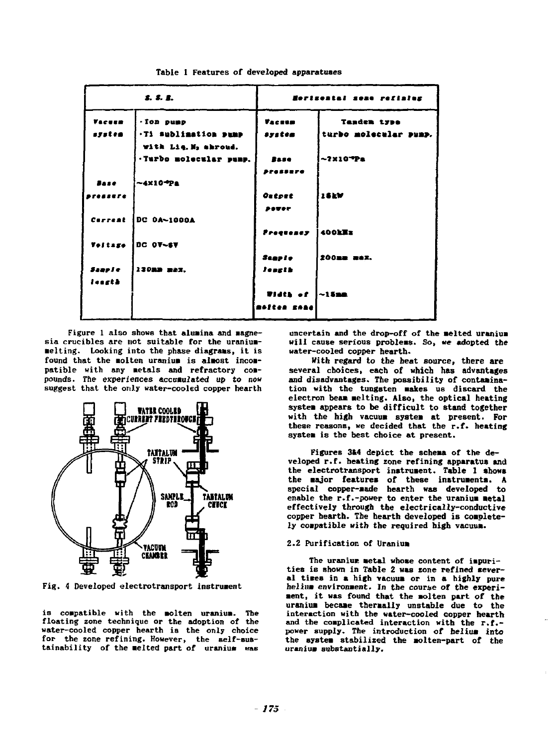Table 1 Features of developed apparatuses

| S. S. E. | | Horizontal zone refining | |
|---|---|---|---|
| Vacuum system | ·Ion pump<br>·Ti sublimation pump with Liq. $N_2$ shroud.<br>·Turbo molecular pump. | Vacuum system | Tandem type turbo molecular pump. |
| Base pressure | ~$4\times10^{-9}$Pa | Base pressure | ~$7\times10^{-7}$Pa |
| Current | DC 0A~1000A | Output power | 15kW |
| Voltage | DC 0V~6V | Frequency | 400kHz |
| Sample length | 120mm max. | Sample length | 200mm max. |
| | | Width of molten zone | ~15mm |

Figure 1 also shows that alumina and magnesia crucibles are not suitable for the uranium-melting. Looking into the phase diagrams, it is found that the molten uranium is almost incompatible with any metals and refractory compounds. *The experiences accumulated up to now* suggest that the only water-cooled copper hearth is compatible with the molten uranium. The floating zone technique or the adoption of the water-cooled copper hearth is the only choice for the zone refining. However, the self-sustainability of the melted part of uranium was uncertain and the drop-off of the melted uranium will cause serious problems. So, *we adopted the* water-cooled copper hearth.

With regard to the heat source, there are several choices, each of which has advantages and disadvantages. The possibility of contamination with the tungsten makes us discard the electron beam melting. Also, the optical heating system appears to be difficult to stand together with the high vacuum system at present. For these reasons, we decided that the r.f. heating system is the best choice at present.

Fig. 4 Developed electrotransport instrument

Figures 3&4 depict the schema of the developed r.f. heating zone refining apparatus and the electrotransport instrument. Table 1 shows the major features of these instruments. A special copper-made hearth was developed to enable the r.f.-power to enter the uranium metal effectively through the electrically-conductive copper hearth. The hearth developed is completely compatible with the required high vacuum.

### 2.2 Purification of Uranium

The uranium metal whose content of impurities is shown in Table 2 was zone refined several times in a high vacuum or in a highly pure *helium* environment. In the course of the experiment, it was found that the molten part of the uranium became thermally unstable due to the interaction with the water-cooled copper hearth and the complicated interaction with the r.f.-power supply. The introduction of helium into the system stabilized the molten-part of the uranium substantially.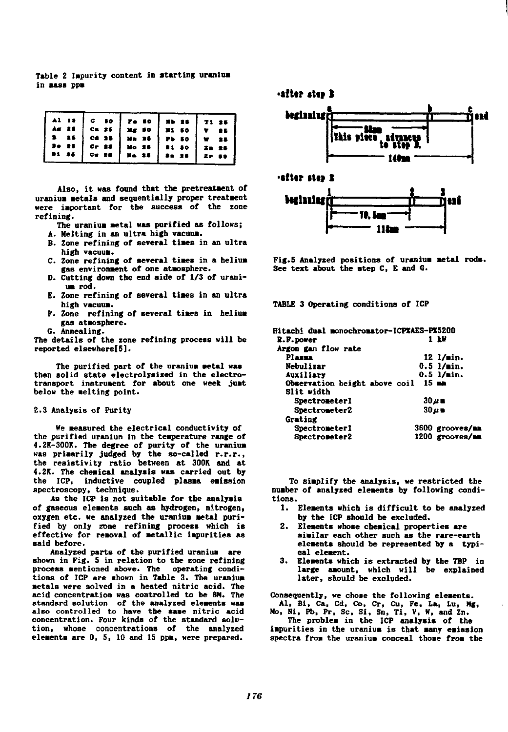Table 2 Impurity content in starting uranium in mass ppm

| | | | | |
|---|---|---|---|---|
| Al 15 | C 50 | Fe 50 | Nb 25 | Ti 25 |
| As 25 | Ca 25 | Mg 50 | Ni 50 | V 25 |
| B 25 | Cd 25 | Mn 25 | Pb 50 | W 25 |
| Be 25 | Cr 25 | Mo 25 | Si 50 | Zn 25 |
| Bi 25 | Cu 25 | Na 25 | Sn 25 | Zr 50 |

Also, it was found that the pretreatment of uranium metals and sequentially proper treatment were important for the success of the zone refining.

The uranium metal was purified as follows;

A. Melting in an ultra high vacuum.
B. Zone refining of several times in an ultra high vacuum.
C. Zone refining of several times in a helium gas environment of one atmosphere.
D. Cutting down the end side of 1/3 of uranium rod.
E. Zone refining of several times in an ultra high vacuum.
F. Zone refining of several times in helium gas atmosphere.
G. Annealing.

The details of the zone refining process will be reported elsewhere[5].

The purified part of the uranium metal was then solid state electrolysized in the electrotransport instrument for about one week just below the melting point.

### 2.3 Analysis of Purity

We measured the electrical conductivity of the purified uranium in the temperature range of 4.2K-300K. The degree of purity of the uranium was primarily judged by the so-called r.r.r., the resistivity ratio between at 300K and at 4.2K. The chemical analysis was carried out by the ICP, inductive coupled plasma emission spectroscopy, technique.

As the ICP is not suitable for the analysis of gaseous elements such as hydrogen, nitrogen, oxygen etc. we analyzed the uranium metal purified by only zone refining process which is effective for removal of metallic impurities as said before.

Analyzed parts of the purified uranium are shown in Fig. 5 in relation to the zone refining process mentioned above. The operating conditions of ICP are shown in Table 3. The uranium metals were solved in a heated nitric acid. The acid concentration was controlled to be 8M. The standard solution of the analyzed elements was also controlled to have the same nitric acid concentration. Four kinds of the standard solution, whose concentrations of the analyzed elements are 0, 5, 10 and 15 ppm, were prepared.

•after step B

beginning — a — b — c — end; 50mm; This piece advances to step E.; 140mm

•after step E

beginning — 1 — 2 — 3 — end; 70.5mm; 118mm

Fig.5 Analyzed positions of uranium metal rods. See text about the step C, E and G.

TABLE 3 Operating conditions of ICP

| Hitachi dual monochromator-ICPMAES-PM5200 | |
|---|---|
| R.F.power | 1 kW |
| Argon gas flow rate | |
| Plasma | 12 l/min. |
| Nebulizer | 0.5 l/min. |
| Auxiliary | 0.5 l/min. |
| Observation height above coil | 15 mm |
| Slit width | |
| Spectrometer1 | 30$\mu$m |
| Spectrometer2 | 30$\mu$m |
| Grating | |
| Spectrometer1 | 3600 grooves/mm |
| Spectrometer2 | 1200 grooves/mm |

To simplify the analysis, we restricted the number of analyzed elements by following conditions.

1. Elements which is difficult to be analyzed by the ICP should be excluded.
2. Elements whose chemical properties are similar each other such as the rare-earth elements should be represented by a typical element.
3. Elements which is extracted by the TBP in large amount, which will be explained later, should be excluded.

Consequently, we chose the following elements. Al, Bi, Ca, Cd, Co, Cr, Cu, Fe, La, Lu, Mg, Mo, Ni, Pb, Pr, Sc, Si, Sn, Ti, V, W, and Zn.

The problem in the ICP analysis of the impurities in the uranium is that many emission spectra from the uranium conceal those from the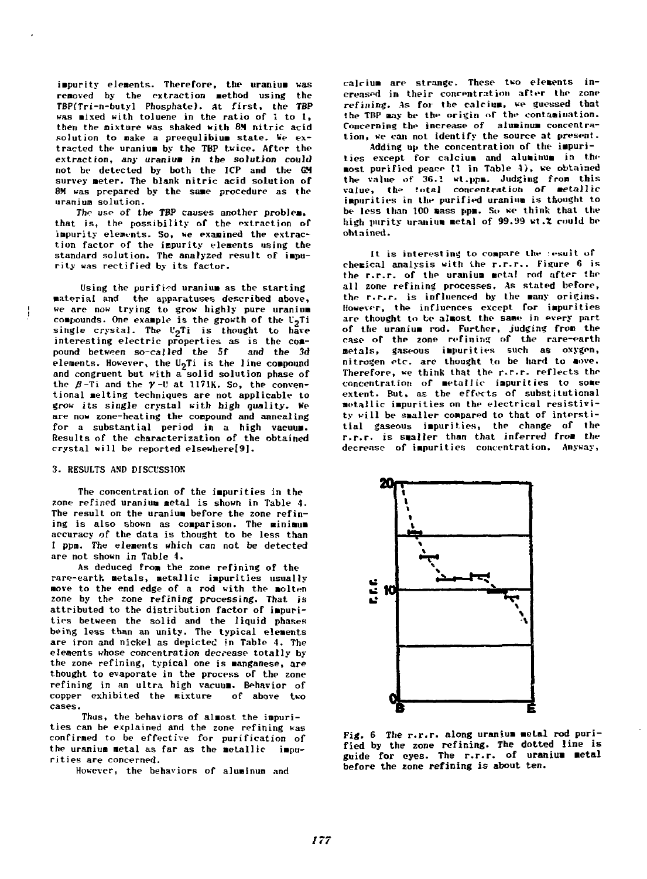impurity elements. Therefore, the uranium was removed by the extraction method using the TBP(Tri-n-butyl Phosphate). At first, the TBP was mixed with toluene in the ratio of 1 to 1, then the mixture was shaked with 8M nitric acid solution to make a preequlibium state. We extracted the uranium by the TBP twice. After the extraction, any uranium in the solution could not be detected by both the ICP and the GM survey meter. The blank nitric acid solution of 8M was prepared by the same procedure as the uranium solution.

The use of the TBP causes another problem, that is, the possibility of the extraction of impurity elements. So, we examined the extraction factor of the impurity elements using the standard solution. The analyzed result of impurity was rectified by its factor.

Using the purified uranium as the starting material and the apparatuses described above, we are now trying to grow highly pure uranium compounds. One example is the growth of the $U_2Ti$ single crystal. The $U_2Ti$ is thought to have interesting electric properties as is the compound between so-called the 5f and the 3d elements. However, the $U_2Ti$ is the line compound and congruent but with a solid solution phase of the $\beta$-Ti and the $\gamma$-U at 1171K. So, the conventional melting techniques are not applicable to grow its single crystal with high quality. We are now zone-heating the compound and annealing for a substantial period in a high vacuum. Results of the characterization of the obtained crystal will be reported elsewhere[9].

## 3. RESULTS AND DISCUSSION

The concentration of the impurities in the zone refined uranium metal is shown in Table 4. The result on the uranium before the zone refining is also shown as comparison. The minimum accuracy of the data is thought to be less than 1 ppm. The elements which can not be detected are not shown in Table 4.

As deduced from the zone refining of the rare-earth metals, metallic impurities usually move to the end edge of a rod with the molten zone by the zone refining processing. That is attributed to the distribution factor of impurities between the solid and the liquid phases being less than an unity. The typical elements are iron and nickel as depicted in Table 4. The elements whose concentration decrease totally by the zone refining, typical one is manganese, are thought to evaporate in the process of the zone refining in an ultra high vacuum. Behavior of copper exhibited the mixture of above two cases.

Thus, the behaviors of almost the impurities can be explained and the zone refining was confirmed to be effective for purification of the uranium metal as far as the metallic impurities are concerned.

However, the behaviors of aluminum and calcium are strange. These two elements increased in their concentration after the zone refining. As for the calcium, we guessed that the TBP may be the origin of the contamination. Concerning the increase of aluminum concentration, we can not identify the source at present.

Adding up the concentration of the impurities except for calcium and aluminum in the most purified peace (1 in Table 4), we obtained the value of 36.1 wt.ppm. Judging from this value, the total concentration of metallic impurities in the purified uranium is thought to be less than 100 mass ppm. So we think that the high purity uranium metal of 99.99 wt.% could be obtained.

It is interesting to compare the result of chemical analysis with the r.r.r.. Figure 6 is the r.r.r. of the uranium metal rod after the all zone refining processes. As stated before, the r.r.r. is influenced by the many origins. However, the influences except for impurities are thought to be almost the same in every part of the uranium rod. Further, judging from the case of the zone refining of the rare-earth metals, gaseous impurities such as oxygen, nitrogen etc. are thought to be hard to move. Therefore, we think that the r.r.r. reflects the concentration of metallic impurities to some extent. But, as the effects of substitutional metallic impurities on the electrical resistivity will be smaller compared to that of interstitial gaseous impurities, the change of the r.r.r. is smaller than that inferred from the decrease of impurities concentration. Anyway,

Fig. 6 The r.r.r. along uranium metal rod purified by the zone refining. The dotted line is guide for eyes. The r.r.r. of uranium metal before the zone refining is about ten.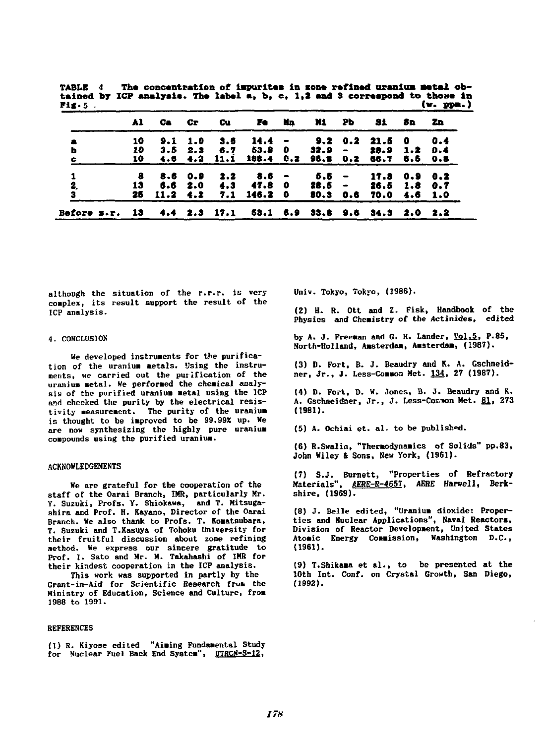TABLE 4 The concentration of impurites in zone refined uranium metal obtained by ICP analysis. The label a, b, c, 1,2 and 3 correspond to those in Fig.5 . (w. ppm.)

| | Al | Ca | Cr | Cu | Fe | Mn | Ni | Pb | Si | Sn | Zn |
|---|---|---|---|---|---|---|---|---|---|---|---|
| a | 10 | 9.1 | 1.0 | 3.6 | 14.4 | - | 9.2 | 0.2 | 21.5 | 0 | 0.4 |
| b | 10 | 3.5 | 2.3 | 6.7 | 53.8 | 0 | 32.9 | - | 28.9 | 1.2 | 0.4 |
| c | 10 | 4.6 | 4.2 | 11.1 | 188.4 | 0.2 | 96.8 | 0.2 | 66.7 | 6.5 | 0.8 |
| 1 | 8 | 8.6 | 0.9 | 2.2 | 8.6 | - | 6.5 | - | 17.8 | 0.9 | 0.2 |
| 2 | 13 | 6.6 | 2.0 | 4.3 | 47.8 | 0 | 26.5 | - | 26.5 | 1.8 | 0.7 |
| 3 | 25 | 11.2 | 4.2 | 7.1 | 146.2 | 0 | 80.3 | 0.6 | 70.0 | 4.6 | 1.0 |
| Before z.r. | 13 | 4.4 | 2.3 | 17.1 | 53.1 | 6.9 | 33.8 | 9.6 | 34.3 | 2.0 | 2.2 |

although the situation of the r.r.r. is very complex, its result support the result of the ICP analysis.

## 4. CONCLUSION

We developed instruments for the purification of the uranium metals. Using the instruments, we carried out the purification of the uranium metal. We performed the chemical analysis of the purified uranium metal using the ICP and checked the purity by the electrical resistivity measurement. The purity of the uranium is thought to be improved to be 99.99% up. We are now synthesizing the highly pure uranium compounds using the purified uranium.

## ACKNOWLEDGEMENTS

We are grateful for the cooperation of the staff of the Oarai Branch, IMR, particularly Mr. Y. Suzuki, Profs. Y. Shiokawa, and T. Mitsugashira and Prof. H. Kayano, Director of the Oarai Branch. We also thank to Profs. T. Komatsubara, T. Suzuki and T.Kasuya of Tohoku University for their fruitful discussion about zone refining method. We express our sincere gratitude to Prof. I. Sato and Mr. M. Takahashi of IMR for their kindest cooperation in the ICP analysis.

This work was supported in partly by the Grant-in-Aid for Scientific Research from the Ministry of Education, Science and Culture, from 1988 to 1991.

## REFERENCES

(1) R. Kiyose edited "Aiming Fundamental Study for Nuclear Fuel Back End System", UTRCN-S-12, Univ. Tokyo, Tokyo, (1986).

(2) H. R. Ott and Z. Fisk, Handbook of the Physics and Chemistry of the Actinides, edited by A. J. Freeman and G. H. Lander, Vol.5, P.85, North-Holland, Amsterdam, Amsterdam, (1987).

(3) D. Fort, B. J. Beaudry and K. A. Gschneidner, Jr., J. Less-Common Met. 134, 27 (1987).

(4) D. Fort, D. W. Jones, B. J. Beaudry and K. A. Gschneidner, Jr., J. Less-Common Met. 81, 273 (1981).

(5) A. Ochiai et. al. to be published.

(6) R.Swalin, "Thermodynamics of Solids" pp.83, John Wiley & Sons, New York, (1961).

(7) S.J. Burnett, "Properties of Refractory Materials", AERE-R-4657, AERE Harwell, Berkshire, (1969).

(8) J. Belle edited, "Uranium dioxide: Properties and Nuclear Applications", Naval Reactors, Division of Reactor Development, United States Atomic Energy Commission, Washington D.C., (1961).

(9) T.Shikama et al., to be presented at the 10th Int. Conf. on Crystal Growth, San Diego, (1992).